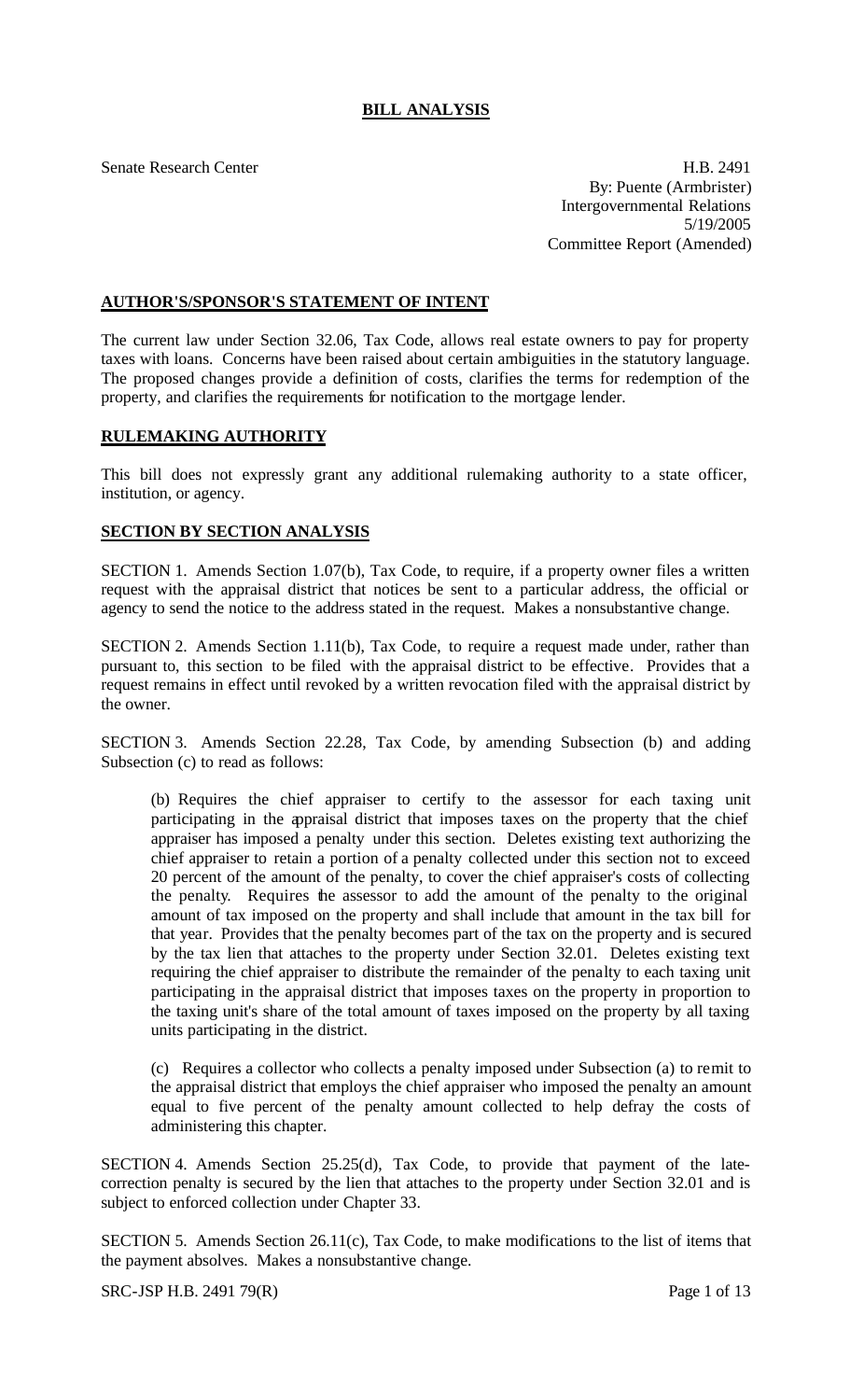# BILL ANALYSIS

Senate Research Center

H.B. 2491
By: Puente (Armbrister)
Intergovernmental Relations
5/19/2005
Committee Report (Amended)

## AUTHOR'S/SPONSOR'S STATEMENT OF INTENT

The current law under Section 32.06, Tax Code, allows real estate owners to pay for property taxes with loans. Concerns have been raised about certain ambiguities in the statutory language. The proposed changes provide a definition of costs, clarifies the terms for redemption of the property, and clarifies the requirements for notification to the mortgage lender.

## RULEMAKING AUTHORITY

This bill does not expressly grant any additional rulemaking authority to a state officer, institution, or agency.

## SECTION BY SECTION ANALYSIS

SECTION 1. Amends Section 1.07(b), Tax Code, to require, if a property owner files a written request with the appraisal district that notices be sent to a particular address, the official or agency to send the notice to the address stated in the request. Makes a nonsubstantive change.

SECTION 2. Amends Section 1.11(b), Tax Code, to require a request made under, rather than pursuant to, this section to be filed with the appraisal district to be effective. Provides that a request remains in effect until revoked by a written revocation filed with the appraisal district by the owner.

SECTION 3. Amends Section 22.28, Tax Code, by amending Subsection (b) and adding Subsection (c) to read as follows:

(b) Requires the chief appraiser to certify to the assessor for each taxing unit participating in the appraisal district that imposes taxes on the property that the chief appraiser has imposed a penalty under this section. Deletes existing text authorizing the chief appraiser to retain a portion of a penalty collected under this section not to exceed 20 percent of the amount of the penalty, to cover the chief appraiser's costs of collecting the penalty. Requires the assessor to add the amount of the penalty to the original amount of tax imposed on the property and shall include that amount in the tax bill for that year. Provides that the penalty becomes part of the tax on the property and is secured by the tax lien that attaches to the property under Section 32.01. Deletes existing text requiring the chief appraiser to distribute the remainder of the penalty to each taxing unit participating in the appraisal district that imposes taxes on the property in proportion to the taxing unit's share of the total amount of taxes imposed on the property by all taxing units participating in the district.

(c) Requires a collector who collects a penalty imposed under Subsection (a) to remit to the appraisal district that employs the chief appraiser who imposed the penalty an amount equal to five percent of the penalty amount collected to help defray the costs of administering this chapter.

SECTION 4. Amends Section 25.25(d), Tax Code, to provide that payment of the late-correction penalty is secured by the lien that attaches to the property under Section 32.01 and is subject to enforced collection under Chapter 33.

SECTION 5. Amends Section 26.11(c), Tax Code, to make modifications to the list of items that the payment absolves. Makes a nonsubstantive change.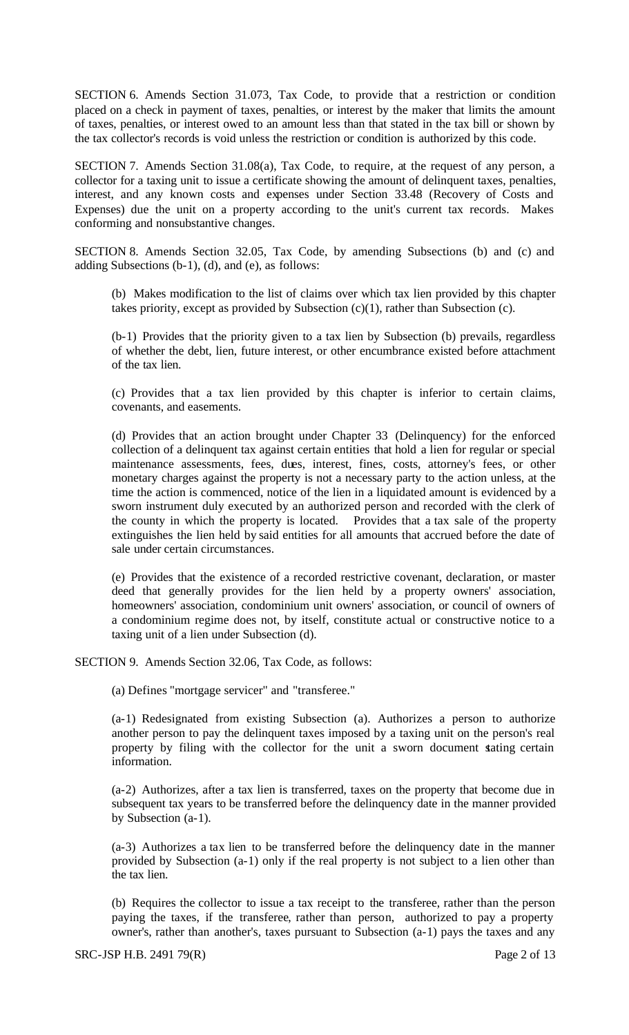SECTION 6. Amends Section 31.073, Tax Code, to provide that a restriction or condition placed on a check in payment of taxes, penalties, or interest by the maker that limits the amount of taxes, penalties, or interest owed to an amount less than that stated in the tax bill or shown by the tax collector's records is void unless the restriction or condition is authorized by this code.

SECTION 7. Amends Section 31.08(a), Tax Code, to require, at the request of any person, a collector for a taxing unit to issue a certificate showing the amount of delinquent taxes, penalties, interest, and any known costs and expenses under Section 33.48 (Recovery of Costs and Expenses) due the unit on a property according to the unit's current tax records. Makes conforming and nonsubstantive changes.

SECTION 8. Amends Section 32.05, Tax Code, by amending Subsections (b) and (c) and adding Subsections (b-1), (d), and (e), as follows:

(b) Makes modification to the list of claims over which tax lien provided by this chapter takes priority, except as provided by Subsection (c)(1), rather than Subsection (c).

(b-1) Provides that the priority given to a tax lien by Subsection (b) prevails, regardless of whether the debt, lien, future interest, or other encumbrance existed before attachment of the tax lien.

(c) Provides that a tax lien provided by this chapter is inferior to certain claims, covenants, and easements.

(d) Provides that an action brought under Chapter 33 (Delinquency) for the enforced collection of a delinquent tax against certain entities that hold a lien for regular or special maintenance assessments, fees, dues, interest, fines, costs, attorney's fees, or other monetary charges against the property is not a necessary party to the action unless, at the time the action is commenced, notice of the lien in a liquidated amount is evidenced by a sworn instrument duly executed by an authorized person and recorded with the clerk of the county in which the property is located. Provides that a tax sale of the property extinguishes the lien held by said entities for all amounts that accrued before the date of sale under certain circumstances.

(e) Provides that the existence of a recorded restrictive covenant, declaration, or master deed that generally provides for the lien held by a property owners' association, homeowners' association, condominium unit owners' association, or council of owners of a condominium regime does not, by itself, constitute actual or constructive notice to a taxing unit of a lien under Subsection (d).

SECTION 9. Amends Section 32.06, Tax Code, as follows:

(a) Defines "mortgage servicer" and "transferee."

(a-1) Redesignated from existing Subsection (a). Authorizes a person to authorize another person to pay the delinquent taxes imposed by a taxing unit on the person's real property by filing with the collector for the unit a sworn document stating certain information.

(a-2) Authorizes, after a tax lien is transferred, taxes on the property that become due in subsequent tax years to be transferred before the delinquency date in the manner provided by Subsection (a-1).

(a-3) Authorizes a tax lien to be transferred before the delinquency date in the manner provided by Subsection (a-1) only if the real property is not subject to a lien other than the tax lien.

(b) Requires the collector to issue a tax receipt to the transferee, rather than the person paying the taxes, if the transferee, rather than person, authorized to pay a property owner's, rather than another's, taxes pursuant to Subsection (a-1) pays the taxes and any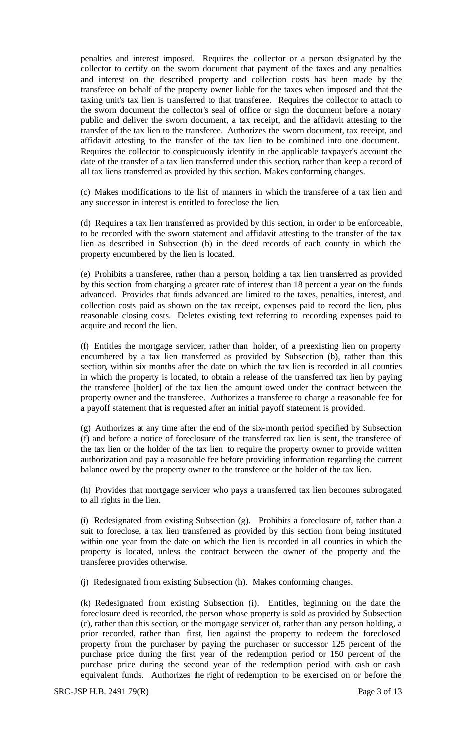penalties and interest imposed. Requires the collector or a person designated by the collector to certify on the sworn document that payment of the taxes and any penalties and interest on the described property and collection costs has been made by the transferee on behalf of the property owner liable for the taxes when imposed and that the taxing unit's tax lien is transferred to that transferee. Requires the collector to attach to the sworn document the collector's seal of office or sign the document before a notary public and deliver the sworn document, a tax receipt, and the affidavit attesting to the transfer of the tax lien to the transferee. Authorizes the sworn document, tax receipt, and affidavit attesting to the transfer of the tax lien to be combined into one document. Requires the collector to conspicuously identify in the applicable taxpayer's account the date of the transfer of a tax lien transferred under this section, rather than keep a record of all tax liens transferred as provided by this section. Makes conforming changes.

(c) Makes modifications to the list of manners in which the transferee of a tax lien and any successor in interest is entitled to foreclose the lien.

(d) Requires a tax lien transferred as provided by this section, in order to be enforceable, to be recorded with the sworn statement and affidavit attesting to the transfer of the tax lien as described in Subsection (b) in the deed records of each county in which the property encumbered by the lien is located.

(e) Prohibits a transferee, rather than a person, holding a tax lien transferred as provided by this section from charging a greater rate of interest than 18 percent a year on the funds advanced. Provides that funds advanced are limited to the taxes, penalties, interest, and collection costs paid as shown on the tax receipt, expenses paid to record the lien, plus reasonable closing costs. Deletes existing text referring to recording expenses paid to acquire and record the lien.

(f) Entitles the mortgage servicer, rather than holder, of a preexisting lien on property encumbered by a tax lien transferred as provided by Subsection (b), rather than this section, within six months after the date on which the tax lien is recorded in all counties in which the property is located, to obtain a release of the transferred tax lien by paying the transferee [holder] of the tax lien the amount owed under the contract between the property owner and the transferee. Authorizes a transferee to charge a reasonable fee for a payoff statement that is requested after an initial payoff statement is provided.

(g) Authorizes at any time after the end of the six-month period specified by Subsection (f) and before a notice of foreclosure of the transferred tax lien is sent, the transferee of the tax lien or the holder of the tax lien to require the property owner to provide written authorization and pay a reasonable fee before providing information regarding the current balance owed by the property owner to the transferee or the holder of the tax lien.

(h) Provides that mortgage servicer who pays a transferred tax lien becomes subrogated to all rights in the lien.

(i) Redesignated from existing Subsection (g). Prohibits a foreclosure of, rather than a suit to foreclose, a tax lien transferred as provided by this section from being instituted within one year from the date on which the lien is recorded in all counties in which the property is located, unless the contract between the owner of the property and the transferee provides otherwise.

(j) Redesignated from existing Subsection (h). Makes conforming changes.

(k) Redesignated from existing Subsection (i). Entitles, beginning on the date the foreclosure deed is recorded, the person whose property is sold as provided by Subsection (c), rather than this section, or the mortgage servicer of, rather than any person holding, a prior recorded, rather than first, lien against the property to redeem the foreclosed property from the purchaser by paying the purchaser or successor 125 percent of the purchase price during the first year of the redemption period or 150 percent of the purchase price during the second year of the redemption period with cash or cash equivalent funds. Authorizes the right of redemption to be exercised on or before the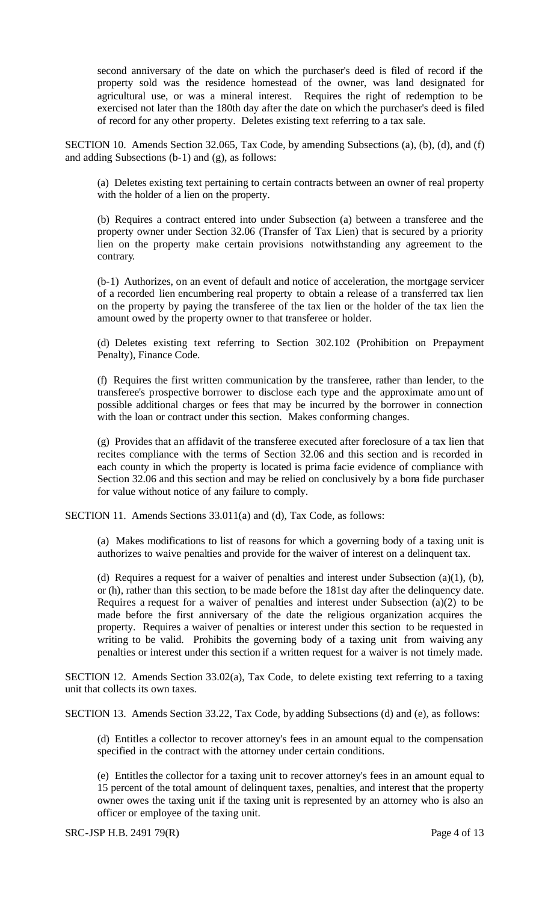second anniversary of the date on which the purchaser's deed is filed of record if the property sold was the residence homestead of the owner, was land designated for agricultural use, or was a mineral interest. Requires the right of redemption to be exercised not later than the 180th day after the date on which the purchaser's deed is filed of record for any other property. Deletes existing text referring to a tax sale.

SECTION 10. Amends Section 32.065, Tax Code, by amending Subsections (a), (b), (d), and (f) and adding Subsections (b-1) and (g), as follows:

(a) Deletes existing text pertaining to certain contracts between an owner of real property with the holder of a lien on the property.

(b) Requires a contract entered into under Subsection (a) between a transferee and the property owner under Section 32.06 (Transfer of Tax Lien) that is secured by a priority lien on the property make certain provisions notwithstanding any agreement to the contrary.

(b-1) Authorizes, on an event of default and notice of acceleration, the mortgage servicer of a recorded lien encumbering real property to obtain a release of a transferred tax lien on the property by paying the transferee of the tax lien or the holder of the tax lien the amount owed by the property owner to that transferee or holder.

(d) Deletes existing text referring to Section 302.102 (Prohibition on Prepayment Penalty), Finance Code.

(f) Requires the first written communication by the transferee, rather than lender, to the transferee's prospective borrower to disclose each type and the approximate amount of possible additional charges or fees that may be incurred by the borrower in connection with the loan or contract under this section. Makes conforming changes.

(g) Provides that an affidavit of the transferee executed after foreclosure of a tax lien that recites compliance with the terms of Section 32.06 and this section and is recorded in each county in which the property is located is prima facie evidence of compliance with Section 32.06 and this section and may be relied on conclusively by a bona fide purchaser for value without notice of any failure to comply.

SECTION 11. Amends Sections 33.011(a) and (d), Tax Code, as follows:

(a) Makes modifications to list of reasons for which a governing body of a taxing unit is authorizes to waive penalties and provide for the waiver of interest on a delinquent tax.

(d) Requires a request for a waiver of penalties and interest under Subsection (a)(1), (b), or (h), rather than this section, to be made before the 181st day after the delinquency date. Requires a request for a waiver of penalties and interest under Subsection (a)(2) to be made before the first anniversary of the date the religious organization acquires the property. Requires a waiver of penalties or interest under this section to be requested in writing to be valid. Prohibits the governing body of a taxing unit from waiving any penalties or interest under this section if a written request for a waiver is not timely made.

SECTION 12. Amends Section 33.02(a), Tax Code, to delete existing text referring to a taxing unit that collects its own taxes.

SECTION 13. Amends Section 33.22, Tax Code, by adding Subsections (d) and (e), as follows:

(d) Entitles a collector to recover attorney's fees in an amount equal to the compensation specified in the contract with the attorney under certain conditions.

(e) Entitles the collector for a taxing unit to recover attorney's fees in an amount equal to 15 percent of the total amount of delinquent taxes, penalties, and interest that the property owner owes the taxing unit if the taxing unit is represented by an attorney who is also an officer or employee of the taxing unit.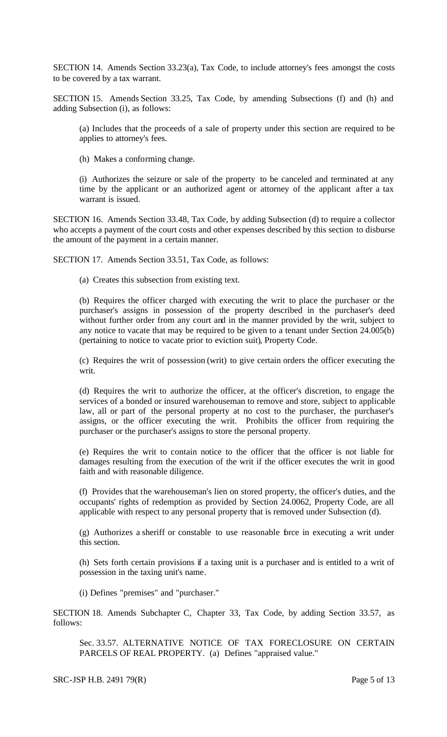SECTION 14. Amends Section 33.23(a), Tax Code, to include attorney's fees amongst the costs to be covered by a tax warrant.

SECTION 15. Amends Section 33.25, Tax Code, by amending Subsections (f) and (h) and adding Subsection (i), as follows:

(a) Includes that the proceeds of a sale of property under this section are required to be applies to attorney's fees.

(h) Makes a conforming change.

(i) Authorizes the seizure or sale of the property to be canceled and terminated at any time by the applicant or an authorized agent or attorney of the applicant after a tax warrant is issued.

SECTION 16. Amends Section 33.48, Tax Code, by adding Subsection (d) to require a collector who accepts a payment of the court costs and other expenses described by this section to disburse the amount of the payment in a certain manner.

SECTION 17. Amends Section 33.51, Tax Code, as follows:

(a) Creates this subsection from existing text.

(b) Requires the officer charged with executing the writ to place the purchaser or the purchaser's assigns in possession of the property described in the purchaser's deed without further order from any court and in the manner provided by the writ, subject to any notice to vacate that may be required to be given to a tenant under Section 24.005(b) (pertaining to notice to vacate prior to eviction suit), Property Code.

(c) Requires the writ of possession (writ) to give certain orders the officer executing the writ.

(d) Requires the writ to authorize the officer, at the officer's discretion, to engage the services of a bonded or insured warehouseman to remove and store, subject to applicable law, all or part of the personal property at no cost to the purchaser, the purchaser's assigns, or the officer executing the writ. Prohibits the officer from requiring the purchaser or the purchaser's assigns to store the personal property.

(e) Requires the writ to contain notice to the officer that the officer is not liable for damages resulting from the execution of the writ if the officer executes the writ in good faith and with reasonable diligence.

(f) Provides that the warehouseman's lien on stored property, the officer's duties, and the occupants' rights of redemption as provided by Section 24.0062, Property Code, are all applicable with respect to any personal property that is removed under Subsection (d).

(g) Authorizes a sheriff or constable to use reasonable force in executing a writ under this section.

(h) Sets forth certain provisions if a taxing unit is a purchaser and is entitled to a writ of possession in the taxing unit's name.

(i) Defines "premises" and "purchaser."

SECTION 18. Amends Subchapter C, Chapter 33, Tax Code, by adding Section 33.57, as follows:

Sec. 33.57. ALTERNATIVE NOTICE OF TAX FORECLOSURE ON CERTAIN PARCELS OF REAL PROPERTY. (a) Defines "appraised value."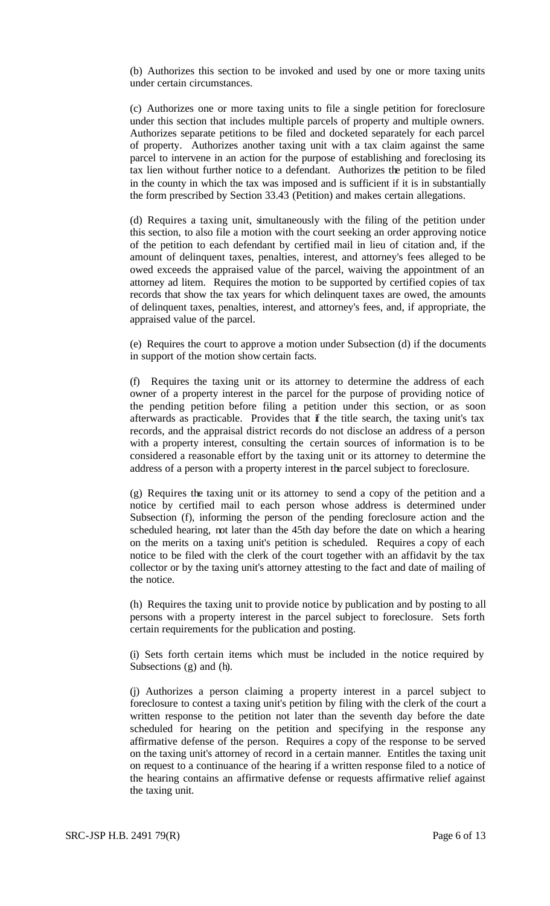(b) Authorizes this section to be invoked and used by one or more taxing units under certain circumstances.

(c) Authorizes one or more taxing units to file a single petition for foreclosure under this section that includes multiple parcels of property and multiple owners. Authorizes separate petitions to be filed and docketed separately for each parcel of property. Authorizes another taxing unit with a tax claim against the same parcel to intervene in an action for the purpose of establishing and foreclosing its tax lien without further notice to a defendant. Authorizes the petition to be filed in the county in which the tax was imposed and is sufficient if it is in substantially the form prescribed by Section 33.43 (Petition) and makes certain allegations.

(d) Requires a taxing unit, simultaneously with the filing of the petition under this section, to also file a motion with the court seeking an order approving notice of the petition to each defendant by certified mail in lieu of citation and, if the amount of delinquent taxes, penalties, interest, and attorney's fees alleged to be owed exceeds the appraised value of the parcel, waiving the appointment of an attorney ad litem. Requires the motion to be supported by certified copies of tax records that show the tax years for which delinquent taxes are owed, the amounts of delinquent taxes, penalties, interest, and attorney's fees, and, if appropriate, the appraised value of the parcel.

(e) Requires the court to approve a motion under Subsection (d) if the documents in support of the motion show certain facts.

(f) Requires the taxing unit or its attorney to determine the address of each owner of a property interest in the parcel for the purpose of providing notice of the pending petition before filing a petition under this section, or as soon afterwards as practicable. Provides that if the title search, the taxing unit's tax records, and the appraisal district records do not disclose an address of a person with a property interest, consulting the certain sources of information is to be considered a reasonable effort by the taxing unit or its attorney to determine the address of a person with a property interest in the parcel subject to foreclosure.

(g) Requires the taxing unit or its attorney to send a copy of the petition and a notice by certified mail to each person whose address is determined under Subsection (f), informing the person of the pending foreclosure action and the scheduled hearing, not later than the 45th day before the date on which a hearing on the merits on a taxing unit's petition is scheduled. Requires a copy of each notice to be filed with the clerk of the court together with an affidavit by the tax collector or by the taxing unit's attorney attesting to the fact and date of mailing of the notice.

(h) Requires the taxing unit to provide notice by publication and by posting to all persons with a property interest in the parcel subject to foreclosure. Sets forth certain requirements for the publication and posting.

(i) Sets forth certain items which must be included in the notice required by Subsections (g) and (h).

(j) Authorizes a person claiming a property interest in a parcel subject to foreclosure to contest a taxing unit's petition by filing with the clerk of the court a written response to the petition not later than the seventh day before the date scheduled for hearing on the petition and specifying in the response any affirmative defense of the person. Requires a copy of the response to be served on the taxing unit's attorney of record in a certain manner. Entitles the taxing unit on request to a continuance of the hearing if a written response filed to a notice of the hearing contains an affirmative defense or requests affirmative relief against the taxing unit.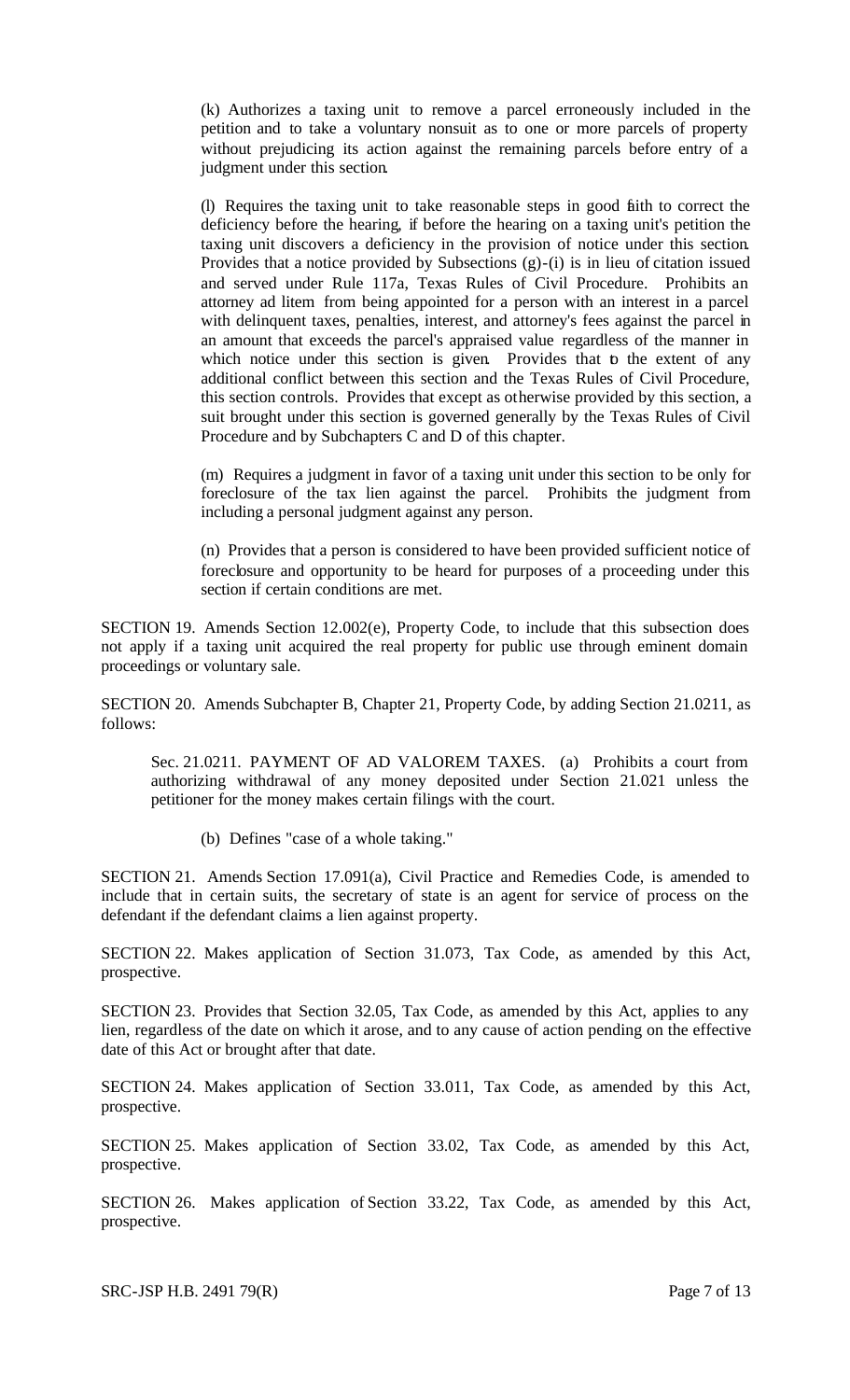(k) Authorizes a taxing unit to remove a parcel erroneously included in the petition and to take a voluntary nonsuit as to one or more parcels of property without prejudicing its action against the remaining parcels before entry of a judgment under this section.

(l) Requires the taxing unit to take reasonable steps in good faith to correct the deficiency before the hearing, if before the hearing on a taxing unit's petition the taxing unit discovers a deficiency in the provision of notice under this section. Provides that a notice provided by Subsections (g)-(i) is in lieu of citation issued and served under Rule 117a, Texas Rules of Civil Procedure. Prohibits an attorney ad litem from being appointed for a person with an interest in a parcel with delinquent taxes, penalties, interest, and attorney's fees against the parcel in an amount that exceeds the parcel's appraised value regardless of the manner in which notice under this section is given. Provides that to the extent of any additional conflict between this section and the Texas Rules of Civil Procedure, this section controls. Provides that except as otherwise provided by this section, a suit brought under this section is governed generally by the Texas Rules of Civil Procedure and by Subchapters C and D of this chapter.

(m) Requires a judgment in favor of a taxing unit under this section to be only for foreclosure of the tax lien against the parcel. Prohibits the judgment from including a personal judgment against any person.

(n) Provides that a person is considered to have been provided sufficient notice of foreclosure and opportunity to be heard for purposes of a proceeding under this section if certain conditions are met.

SECTION 19. Amends Section 12.002(e), Property Code, to include that this subsection does not apply if a taxing unit acquired the real property for public use through eminent domain proceedings or voluntary sale.

SECTION 20. Amends Subchapter B, Chapter 21, Property Code, by adding Section 21.0211, as follows:

Sec. 21.0211. PAYMENT OF AD VALOREM TAXES. (a) Prohibits a court from authorizing withdrawal of any money deposited under Section 21.021 unless the petitioner for the money makes certain filings with the court.

(b) Defines "case of a whole taking."

SECTION 21. Amends Section 17.091(a), Civil Practice and Remedies Code, is amended to include that in certain suits, the secretary of state is an agent for service of process on the defendant if the defendant claims a lien against property.

SECTION 22. Makes application of Section 31.073, Tax Code, as amended by this Act, prospective.

SECTION 23. Provides that Section 32.05, Tax Code, as amended by this Act, applies to any lien, regardless of the date on which it arose, and to any cause of action pending on the effective date of this Act or brought after that date.

SECTION 24. Makes application of Section 33.011, Tax Code, as amended by this Act, prospective.

SECTION 25. Makes application of Section 33.02, Tax Code, as amended by this Act, prospective.

SECTION 26. Makes application of Section 33.22, Tax Code, as amended by this Act, prospective.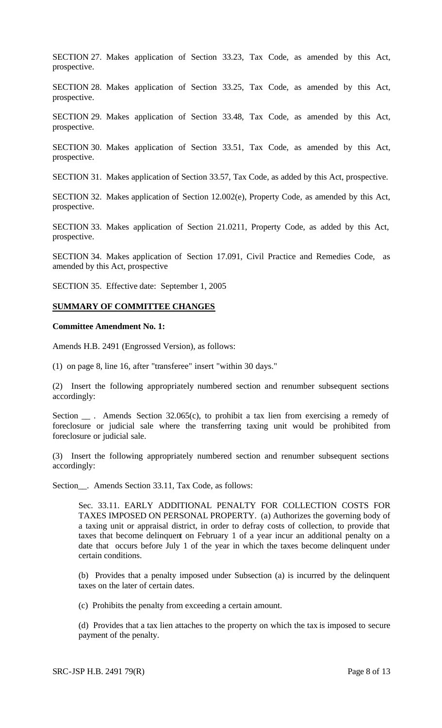SECTION 27. Makes application of Section 33.23, Tax Code, as amended by this Act, prospective.

SECTION 28. Makes application of Section 33.25, Tax Code, as amended by this Act, prospective.

SECTION 29. Makes application of Section 33.48, Tax Code, as amended by this Act, prospective.

SECTION 30. Makes application of Section 33.51, Tax Code, as amended by this Act, prospective.

SECTION 31. Makes application of Section 33.57, Tax Code, as added by this Act, prospective.

SECTION 32. Makes application of Section 12.002(e), Property Code, as amended by this Act, prospective.

SECTION 33. Makes application of Section 21.0211, Property Code, as added by this Act, prospective.

SECTION 34. Makes application of Section 17.091, Civil Practice and Remedies Code, as amended by this Act, prospective

SECTION 35. Effective date: September 1, 2005

**SUMMARY OF COMMITTEE CHANGES**

**Committee Amendment No. 1:**

Amends H.B. 2491 (Engrossed Version), as follows:

(1) on page 8, line 16, after "transferee" insert "within 30 days."

(2) Insert the following appropriately numbered section and renumber subsequent sections accordingly:

Section __ . Amends Section 32.065(c), to prohibit a tax lien from exercising a remedy of foreclosure or judicial sale where the transferring taxing unit would be prohibited from foreclosure or judicial sale.

(3) Insert the following appropriately numbered section and renumber subsequent sections accordingly:

Section__. Amends Section 33.11, Tax Code, as follows:

> Sec. 33.11. EARLY ADDITIONAL PENALTY FOR COLLECTION COSTS FOR TAXES IMPOSED ON PERSONAL PROPERTY. (a) Authorizes the governing body of a taxing unit or appraisal district, in order to defray costs of collection, to provide that taxes that become delinquent on February 1 of a year incur an additional penalty on a date that occurs before July 1 of the year in which the taxes become delinquent under certain conditions.
>
> (b) Provides that a penalty imposed under Subsection (a) is incurred by the delinquent taxes on the later of certain dates.
>
> (c) Prohibits the penalty from exceeding a certain amount.
>
> (d) Provides that a tax lien attaches to the property on which the tax is imposed to secure payment of the penalty.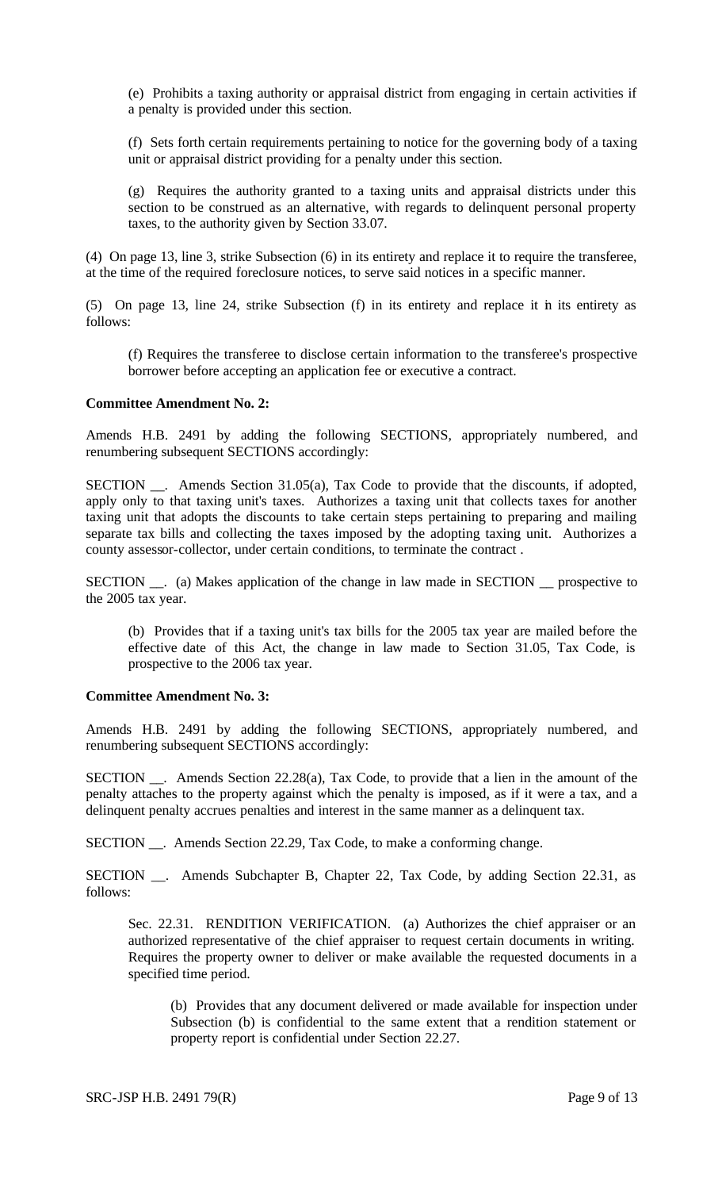(e) Prohibits a taxing authority or appraisal district from engaging in certain activities if a penalty is provided under this section.

(f) Sets forth certain requirements pertaining to notice for the governing body of a taxing unit or appraisal district providing for a penalty under this section.

(g) Requires the authority granted to a taxing units and appraisal districts under this section to be construed as an alternative, with regards to delinquent personal property taxes, to the authority given by Section 33.07.

(4) On page 13, line 3, strike Subsection (6) in its entirety and replace it to require the transferee, at the time of the required foreclosure notices, to serve said notices in a specific manner.

(5) On page 13, line 24, strike Subsection (f) in its entirety and replace it in its entirety as follows:

(f) Requires the transferee to disclose certain information to the transferee's prospective borrower before accepting an application fee or executive a contract.

**Committee Amendment No. 2:**

Amends H.B. 2491 by adding the following SECTIONS, appropriately numbered, and renumbering subsequent SECTIONS accordingly:

SECTION __. Amends Section 31.05(a), Tax Code to provide that the discounts, if adopted, apply only to that taxing unit's taxes. Authorizes a taxing unit that collects taxes for another taxing unit that adopts the discounts to take certain steps pertaining to preparing and mailing separate tax bills and collecting the taxes imposed by the adopting taxing unit. Authorizes a county assessor-collector, under certain conditions, to terminate the contract .

SECTION __. (a) Makes application of the change in law made in SECTION __ prospective to the 2005 tax year.

(b) Provides that if a taxing unit's tax bills for the 2005 tax year are mailed before the effective date of this Act, the change in law made to Section 31.05, Tax Code, is prospective to the 2006 tax year.

**Committee Amendment No. 3:**

Amends H.B. 2491 by adding the following SECTIONS, appropriately numbered, and renumbering subsequent SECTIONS accordingly:

SECTION __. Amends Section 22.28(a), Tax Code, to provide that a lien in the amount of the penalty attaches to the property against which the penalty is imposed, as if it were a tax, and a delinquent penalty accrues penalties and interest in the same manner as a delinquent tax.

SECTION __. Amends Section 22.29, Tax Code, to make a conforming change.

SECTION __. Amends Subchapter B, Chapter 22, Tax Code, by adding Section 22.31, as follows:

Sec. 22.31. RENDITION VERIFICATION. (a) Authorizes the chief appraiser or an authorized representative of the chief appraiser to request certain documents in writing. Requires the property owner to deliver or make available the requested documents in a specified time period.

(b) Provides that any document delivered or made available for inspection under Subsection (b) is confidential to the same extent that a rendition statement or property report is confidential under Section 22.27.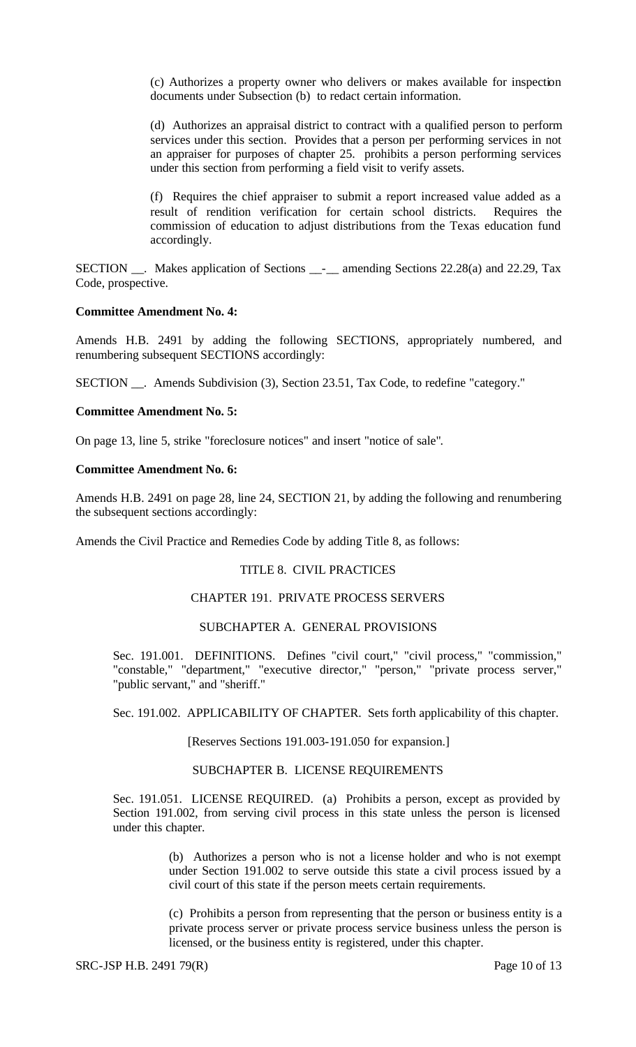(c) Authorizes a property owner who delivers or makes available for inspection documents under Subsection (b) to redact certain information.

(d) Authorizes an appraisal district to contract with a qualified person to perform services under this section. Provides that a person per performing services in not an appraiser for purposes of chapter 25. prohibits a person performing services under this section from performing a field visit to verify assets.

(f) Requires the chief appraiser to submit a report increased value added as a result of rendition verification for certain school districts. Requires the commission of education to adjust distributions from the Texas education fund accordingly.

SECTION \_\_. Makes application of Sections \_\_-\_\_ amending Sections 22.28(a) and 22.29, Tax Code, prospective.

**Committee Amendment No. 4:**

Amends H.B. 2491 by adding the following SECTIONS, appropriately numbered, and renumbering subsequent SECTIONS accordingly:

SECTION \_\_. Amends Subdivision (3), Section 23.51, Tax Code, to redefine "category."

**Committee Amendment No. 5:**

On page 13, line 5, strike "foreclosure notices" and insert "notice of sale".

**Committee Amendment No. 6:**

Amends H.B. 2491 on page 28, line 24, SECTION 21, by adding the following and renumbering the subsequent sections accordingly:

Amends the Civil Practice and Remedies Code by adding Title 8, as follows:

TITLE 8. CIVIL PRACTICES

CHAPTER 191. PRIVATE PROCESS SERVERS

SUBCHAPTER A. GENERAL PROVISIONS

Sec. 191.001. DEFINITIONS. Defines "civil court," "civil process," "commission," "constable," "department," "executive director," "person," "private process server," "public servant," and "sheriff."

Sec. 191.002. APPLICABILITY OF CHAPTER. Sets forth applicability of this chapter.

[Reserves Sections 191.003-191.050 for expansion.]

SUBCHAPTER B. LICENSE REQUIREMENTS

Sec. 191.051. LICENSE REQUIRED. (a) Prohibits a person, except as provided by Section 191.002, from serving civil process in this state unless the person is licensed under this chapter.

(b) Authorizes a person who is not a license holder and who is not exempt under Section 191.002 to serve outside this state a civil process issued by a civil court of this state if the person meets certain requirements.

(c) Prohibits a person from representing that the person or business entity is a private process server or private process service business unless the person is licensed, or the business entity is registered, under this chapter.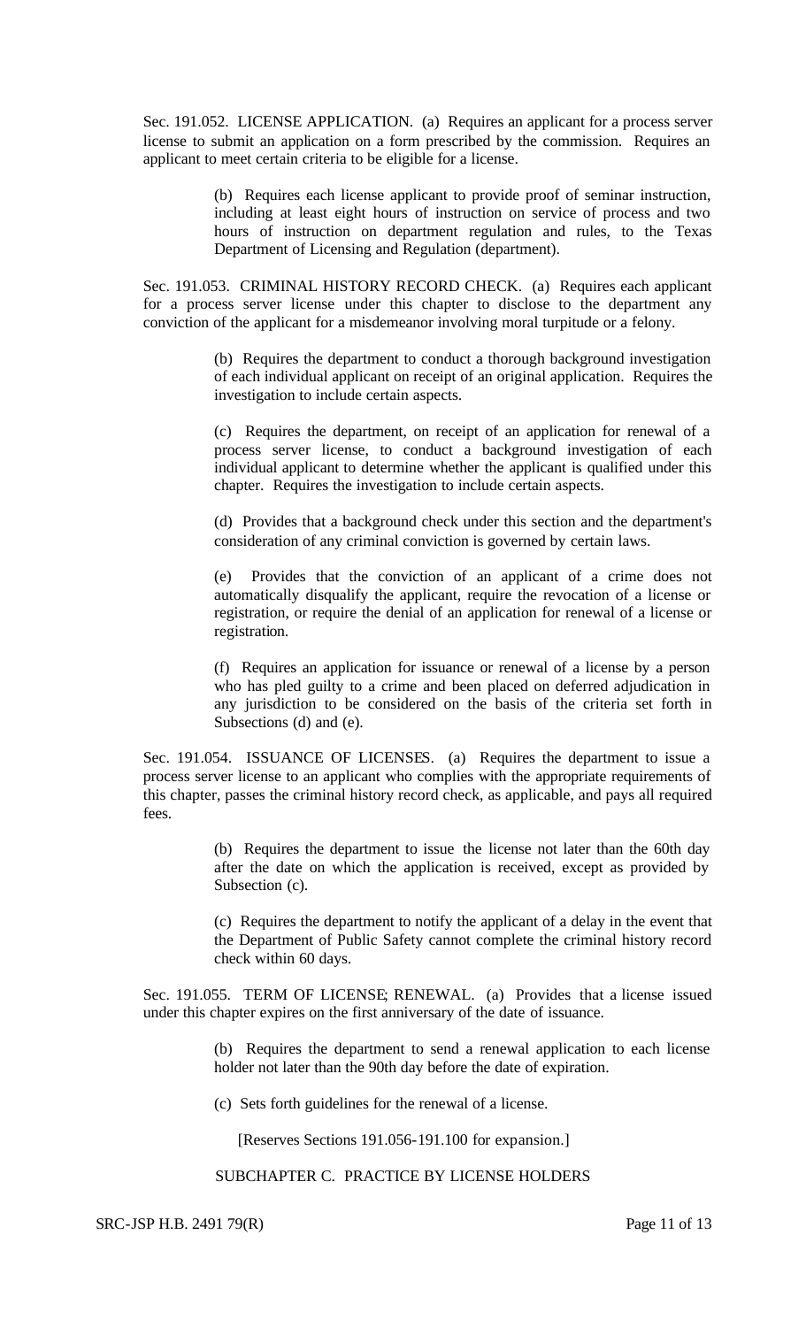Sec. 191.052. LICENSE APPLICATION. (a) Requires an applicant for a process server license to submit an application on a form prescribed by the commission. Requires an applicant to meet certain criteria to be eligible for a license.

> (b) Requires each license applicant to provide proof of seminar instruction, including at least eight hours of instruction on service of process and two hours of instruction on department regulation and rules, to the Texas Department of Licensing and Regulation (department).

Sec. 191.053. CRIMINAL HISTORY RECORD CHECK. (a) Requires each applicant for a process server license under this chapter to disclose to the department any conviction of the applicant for a misdemeanor involving moral turpitude or a felony.

> (b) Requires the department to conduct a thorough background investigation of each individual applicant on receipt of an original application. Requires the investigation to include certain aspects.
>
> (c) Requires the department, on receipt of an application for renewal of a process server license, to conduct a background investigation of each individual applicant to determine whether the applicant is qualified under this chapter. Requires the investigation to include certain aspects.
>
> (d) Provides that a background check under this section and the department's consideration of any criminal conviction is governed by certain laws.
>
> (e) Provides that the conviction of an applicant of a crime does not automatically disqualify the applicant, require the revocation of a license or registration, or require the denial of an application for renewal of a license or registration.
>
> (f) Requires an application for issuance or renewal of a license by a person who has pled guilty to a crime and been placed on deferred adjudication in any jurisdiction to be considered on the basis of the criteria set forth in Subsections (d) and (e).

Sec. 191.054. ISSUANCE OF LICENSES. (a) Requires the department to issue a process server license to an applicant who complies with the appropriate requirements of this chapter, passes the criminal history record check, as applicable, and pays all required fees.

> (b) Requires the department to issue the license not later than the 60th day after the date on which the application is received, except as provided by Subsection (c).
>
> (c) Requires the department to notify the applicant of a delay in the event that the Department of Public Safety cannot complete the criminal history record check within 60 days.

Sec. 191.055. TERM OF LICENSE; RENEWAL. (a) Provides that a license issued under this chapter expires on the first anniversary of the date of issuance.

> (b) Requires the department to send a renewal application to each license holder not later than the 90th day before the date of expiration.
>
> (c) Sets forth guidelines for the renewal of a license.

[Reserves Sections 191.056-191.100 for expansion.]

SUBCHAPTER C. PRACTICE BY LICENSE HOLDERS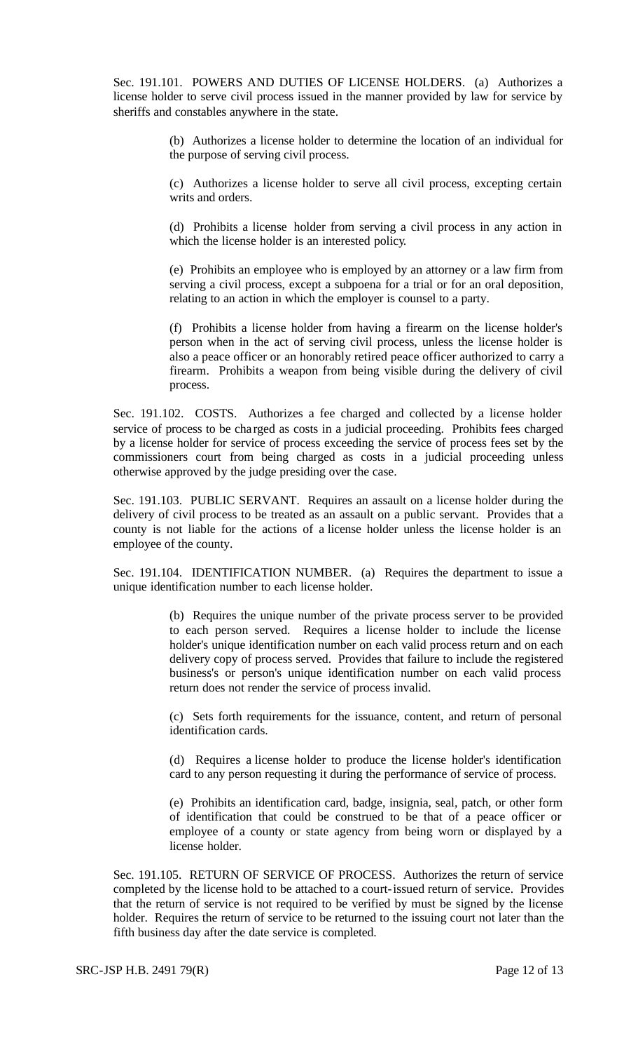Sec. 191.101. POWERS AND DUTIES OF LICENSE HOLDERS. (a) Authorizes a license holder to serve civil process issued in the manner provided by law for service by sheriffs and constables anywhere in the state.

(b) Authorizes a license holder to determine the location of an individual for the purpose of serving civil process.

(c) Authorizes a license holder to serve all civil process, excepting certain writs and orders.

(d) Prohibits a license holder from serving a civil process in any action in which the license holder is an interested policy.

(e) Prohibits an employee who is employed by an attorney or a law firm from serving a civil process, except a subpoena for a trial or for an oral deposition, relating to an action in which the employer is counsel to a party.

(f) Prohibits a license holder from having a firearm on the license holder's person when in the act of serving civil process, unless the license holder is also a peace officer or an honorably retired peace officer authorized to carry a firearm. Prohibits a weapon from being visible during the delivery of civil process.

Sec. 191.102. COSTS. Authorizes a fee charged and collected by a license holder service of process to be charged as costs in a judicial proceeding. Prohibits fees charged by a license holder for service of process exceeding the service of process fees set by the commissioners court from being charged as costs in a judicial proceeding unless otherwise approved by the judge presiding over the case.

Sec. 191.103. PUBLIC SERVANT. Requires an assault on a license holder during the delivery of civil process to be treated as an assault on a public servant. Provides that a county is not liable for the actions of a license holder unless the license holder is an employee of the county.

Sec. 191.104. IDENTIFICATION NUMBER. (a) Requires the department to issue a unique identification number to each license holder.

(b) Requires the unique number of the private process server to be provided to each person served. Requires a license holder to include the license holder's unique identification number on each valid process return and on each delivery copy of process served. Provides that failure to include the registered business's or person's unique identification number on each valid process return does not render the service of process invalid.

(c) Sets forth requirements for the issuance, content, and return of personal identification cards.

(d) Requires a license holder to produce the license holder's identification card to any person requesting it during the performance of service of process.

(e) Prohibits an identification card, badge, insignia, seal, patch, or other form of identification that could be construed to be that of a peace officer or employee of a county or state agency from being worn or displayed by a license holder.

Sec. 191.105. RETURN OF SERVICE OF PROCESS. Authorizes the return of service completed by the license hold to be attached to a court-issued return of service. Provides that the return of service is not required to be verified by must be signed by the license holder. Requires the return of service to be returned to the issuing court not later than the fifth business day after the date service is completed.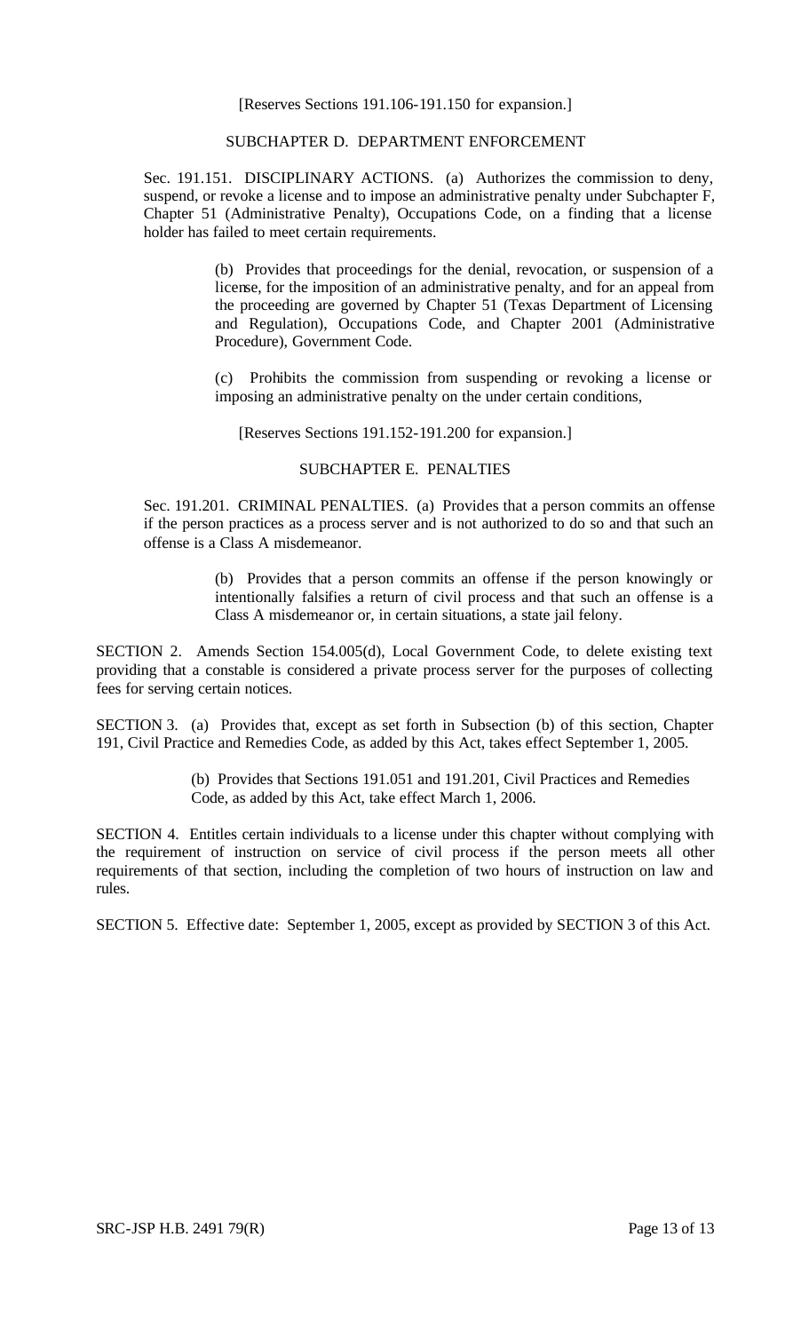[Reserves Sections 191.106-191.150 for expansion.]

SUBCHAPTER D. DEPARTMENT ENFORCEMENT

Sec. 191.151. DISCIPLINARY ACTIONS. (a) Authorizes the commission to deny, suspend, or revoke a license and to impose an administrative penalty under Subchapter F, Chapter 51 (Administrative Penalty), Occupations Code, on a finding that a license holder has failed to meet certain requirements.

> (b) Provides that proceedings for the denial, revocation, or suspension of a license, for the imposition of an administrative penalty, and for an appeal from the proceeding are governed by Chapter 51 (Texas Department of Licensing and Regulation), Occupations Code, and Chapter 2001 (Administrative Procedure), Government Code.
>
> (c) Prohibits the commission from suspending or revoking a license or imposing an administrative penalty on the under certain conditions,

[Reserves Sections 191.152-191.200 for expansion.]

SUBCHAPTER E. PENALTIES

Sec. 191.201. CRIMINAL PENALTIES. (a) Provides that a person commits an offense if the person practices as a process server and is not authorized to do so and that such an offense is a Class A misdemeanor.

> (b) Provides that a person commits an offense if the person knowingly or intentionally falsifies a return of civil process and that such an offense is a Class A misdemeanor or, in certain situations, a state jail felony.

SECTION 2. Amends Section 154.005(d), Local Government Code, to delete existing text providing that a constable is considered a private process server for the purposes of collecting fees for serving certain notices.

SECTION 3. (a) Provides that, except as set forth in Subsection (b) of this section, Chapter 191, Civil Practice and Remedies Code, as added by this Act, takes effect September 1, 2005.

> (b) Provides that Sections 191.051 and 191.201, Civil Practices and Remedies Code, as added by this Act, take effect March 1, 2006.

SECTION 4. Entitles certain individuals to a license under this chapter without complying with the requirement of instruction on service of civil process if the person meets all other requirements of that section, including the completion of two hours of instruction on law and rules.

SECTION 5. Effective date: September 1, 2005, except as provided by SECTION 3 of this Act.